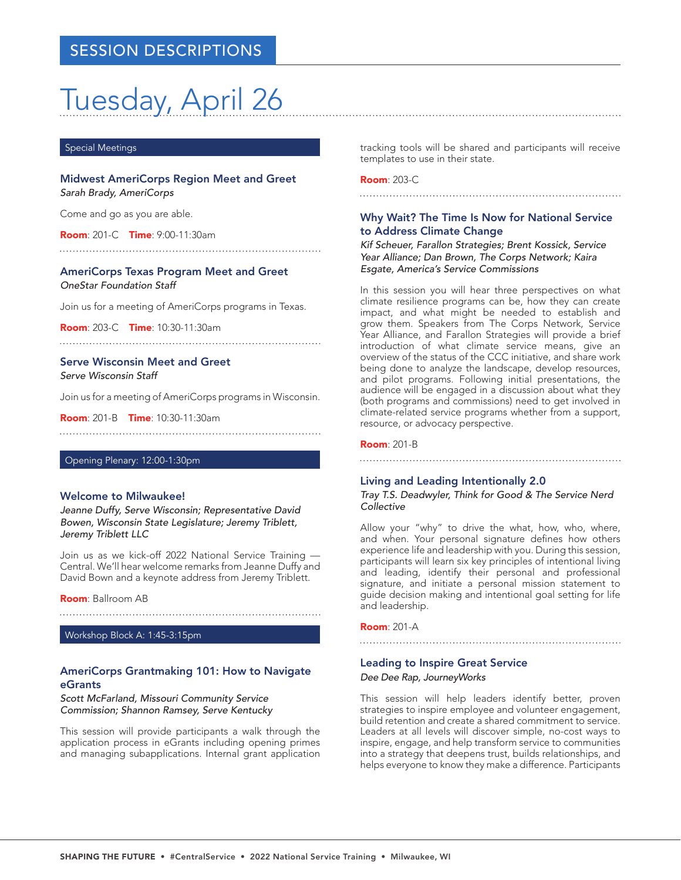## SESSION DESCRIPTIONS

# Tuesday, April 26

### Special Meetings

### Midwest AmeriCorps Region Meet and Greet

*Sarah Brady, AmeriCorps*

Come and go as you are able.

**Room**: 201-C **Time**: 9:00-11:30am

### AmeriCorps Texas Program Meet and Greet

*OneStar Foundation Staff*

Join us for a meeting of AmeriCorps programs in Texas.

**Room**: 203-C **Time**: 10:30-11:30am

### Serve Wisconsin Meet and Greet

*Serve Wisconsin Staff*

Join us for a meeting of AmeriCorps programs in Wisconsin.

**Room**: 201-B **Time**: 10:30-11:30am

### Opening Plenary: 12:00-1:30pm

### Welcome to Milwaukee!

*Jeanne Duffy, Serve Wisconsin; Representative David Bowen, Wisconsin State Legislature; Jeremy Triblett, Jeremy Triblett LLC*

Join us as we kick-off 2022 National Service Training — Central. We'll hear welcome remarks from Jeanne Duffy and David Bown and a keynote address from Jeremy Triblett.

**Room**: Ballroom AB

### Workshop Block A: 1:45-3:15pm

### AmeriCorps Grantmaking 101: How to Navigate eGrants

*Scott McFarland, Missouri Community Service Commission; Shannon Ramsey, Serve Kentucky*

This session will provide participants a walk through the application process in eGrants including opening primes and managing subapplications. Internal grant application tracking tools will be shared and participants will receive templates to use in their state.

**Room**: 203-C

### Why Wait? The Time Is Now for National Service to Address Climate Change

*Kif Scheuer, Farallon Strategies; Brent Kossick, Service Year Alliance; Dan Brown, The Corps Network; Kaira Esgate, America's Service Commissions*

In this session you will hear three perspectives on what climate resilience programs can be, how they can create impact, and what might be needed to establish and grow them. Speakers from The Corps Network, Service Year Alliance, and Farallon Strategies will provide a brief introduction of what climate service means, give an overview of the status of the CCC initiative, and share work being done to analyze the landscape, develop resources, and pilot programs. Following initial presentations, the audience will be engaged in a discussion about what they (both programs and commissions) need to get involved in climate-related service programs whether from a support, resource, or advocacy perspective.

**Room**: 201-B

### Living and Leading Intentionally 2.0

*Tray T.S. Deadwyler, Think for Good & The Service Nerd Collective*

Allow your "why" to drive the what, how, who, where, and when. Your personal signature defines how others experience life and leadership with you. During this session, participants will learn six key principles of intentional living and leading, identify their personal and professional signature, and initiate a personal mission statement to guide decision making and intentional goal setting for life and leadership.

**Room**: 201-A

### Leading to Inspire Great Service

*Dee Dee Rap, JourneyWorks*

This session will help leaders identify better, proven strategies to inspire employee and volunteer engagement, build retention and create a shared commitment to service. Leaders at all levels will discover simple, no-cost ways to inspire, engage, and help transform service to communities into a strategy that deepens trust, builds relationships, and helps everyone to know they make a difference. Participants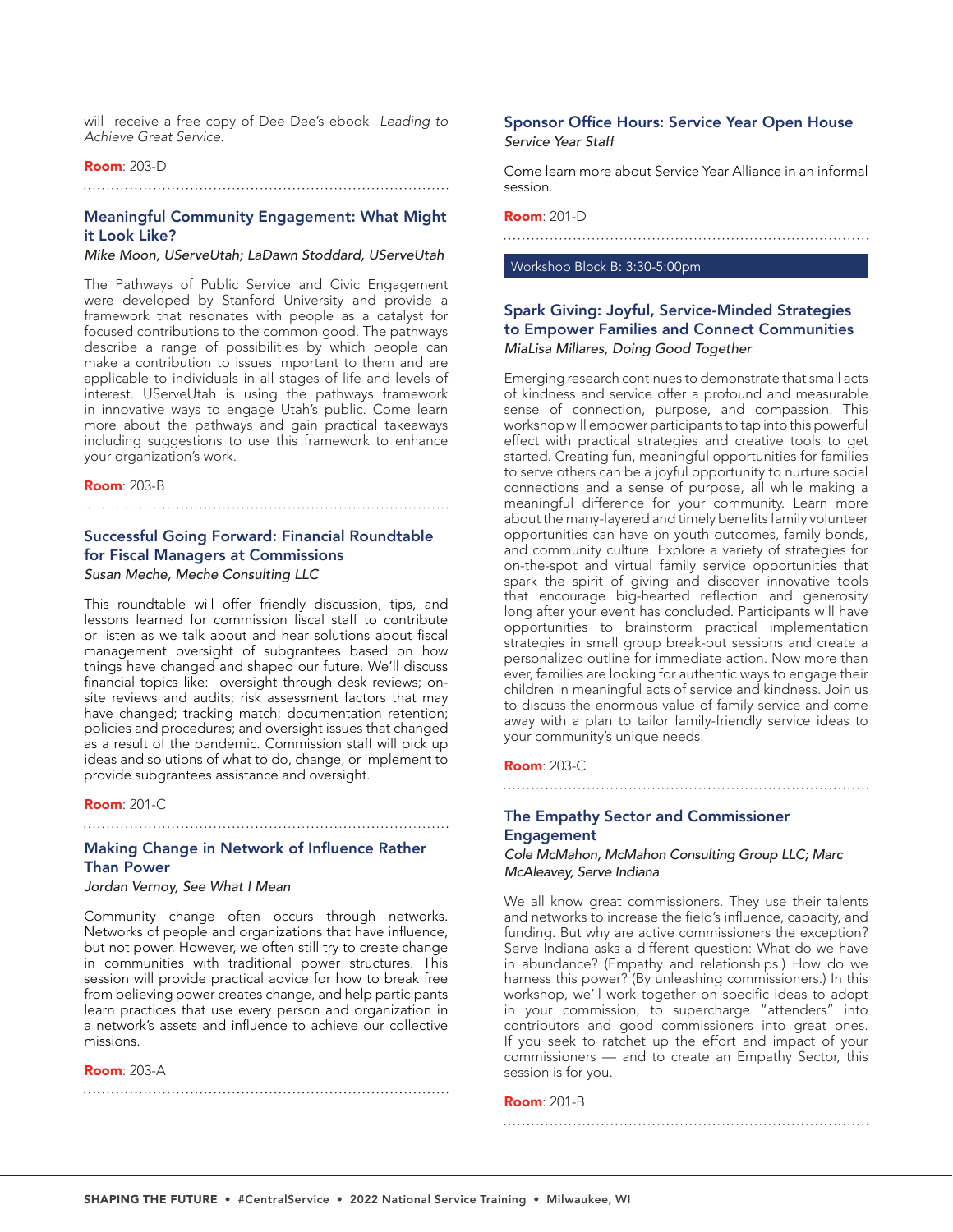will receive a free copy of Dee Dee's ebook *Leading to Achieve Great Service.*

**Room**: 203-D

### Meaningful Community Engagement: What Might it Look Like?

*Mike Moon, UServeUtah; LaDawn Stoddard, UServeUtah*

The Pathways of Public Service and Civic Engagement were developed by Stanford University and provide a framework that resonates with people as a catalyst for focused contributions to the common good. The pathways describe a range of possibilities by which people can make a contribution to issues important to them and are applicable to individuals in all stages of life and levels of interest. UServeUtah is using the pathways framework in innovative ways to engage Utah's public. Come learn more about the pathways and gain practical takeaways including suggestions to use this framework to enhance your organization's work.

**Room**: 203-B

### Successful Going Forward: Financial Roundtable for Fiscal Managers at Commissions

*Susan Meche, Meche Consulting LLC*

This roundtable will offer friendly discussion, tips, and lessons learned for commission fiscal staff to contribute or listen as we talk about and hear solutions about fiscal management oversight of subgrantees based on how things have changed and shaped our future. We'll discuss financial topics like: oversight through desk reviews; on-site reviews and audits; risk assessment factors that may have changed; tracking match; documentation retention; policies and procedures; and oversight issues that changed as a result of the pandemic. Commission staff will pick up ideas and solutions of what to do, change, or implement to provide subgrantees assistance and oversight.

**Room**: 201-C

### Making Change in Network of Influence Rather Than Power

*Jordan Vernoy, See What I Mean*

Community change often occurs through networks. Networks of people and organizations that have influence, but not power. However, we often still try to create change in communities with traditional power structures. This session will provide practical advice for how to break free from believing power creates change, and help participants learn practices that use every person and organization in a network's assets and influence to achieve our collective missions.

**Room**: 203-A

### Sponsor Office Hours: Service Year Open House

*Service Year Staff*

Come learn more about Service Year Alliance in an informal session.

**Room**: 201-D

## Workshop Block B: 3:30-5:00pm

### Spark Giving: Joyful, Service-Minded Strategies to Empower Families and Connect Communities

*MiaLisa Millares, Doing Good Together*

Emerging research continues to demonstrate that small acts of kindness and service offer a profound and measurable sense of connection, purpose, and compassion. This workshop will empower participants to tap into this powerful effect with practical strategies and creative tools to get started. Creating fun, meaningful opportunities for families to serve others can be a joyful opportunity to nurture social connections and a sense of purpose, all while making a meaningful difference for your community. Learn more about the many-layered and timely benefits family volunteer opportunities can have on youth outcomes, family bonds, and community culture. Explore a variety of strategies for on-the-spot and virtual family service opportunities that spark the spirit of giving and discover innovative tools that encourage big-hearted reflection and generosity long after your event has concluded. Participants will have opportunities to brainstorm practical implementation strategies in small group break-out sessions and create a personalized outline for immediate action. Now more than ever, families are looking for authentic ways to engage their children in meaningful acts of service and kindness. Join us to discuss the enormous value of family service and come away with a plan to tailor family-friendly service ideas to your community's unique needs.

**Room**: 203-C

### The Empathy Sector and Commissioner Engagement

*Cole McMahon, McMahon Consulting Group LLC; Marc McAleavey, Serve Indiana*

We all know great commissioners. They use their talents and networks to increase the field's influence, capacity, and funding. But why are active commissioners the exception? Serve Indiana asks a different question: What do we have in abundance? (Empathy and relationships.) How do we harness this power? (By unleashing commissioners.) In this workshop, we'll work together on specific ideas to adopt in your commission, to supercharge "attenders" into contributors and good commissioners into great ones. If you seek to ratchet up the effort and impact of your commissioners — and to create an Empathy Sector, this session is for you.

**Room**: 201-B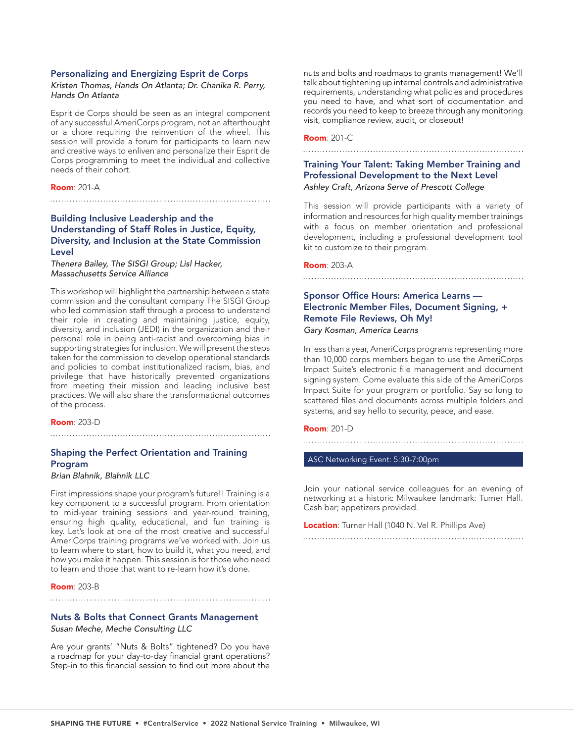### Personalizing and Energizing Esprit de Corps

*Kristen Thomas, Hands On Atlanta; Dr. Chanika R. Perry, Hands On Atlanta*

Esprit de Corps should be seen as an integral component of any successful AmeriCorps program, not an afterthought or a chore requiring the reinvention of the wheel. This session will provide a forum for participants to learn new and creative ways to enliven and personalize their Esprit de Corps programming to meet the individual and collective needs of their cohort.

**Room**: 201-A

### Building Inclusive Leadership and the Understanding of Staff Roles in Justice, Equity, Diversity, and Inclusion at the State Commission Level

*Thenera Bailey, The SISGI Group; Lisl Hacker, Massachusetts Service Alliance*

This workshop will highlight the partnership between a state commission and the consultant company The SISGI Group who led commission staff through a process to understand their role in creating and maintaining justice, equity, diversity, and inclusion (JEDI) in the organization and their personal role in being anti-racist and overcoming bias in supporting strategies for inclusion. We will present the steps taken for the commission to develop operational standards and policies to combat institutionalized racism, bias, and privilege that have historically prevented organizations from meeting their mission and leading inclusive best practices. We will also share the transformational outcomes of the process.

**Room**: 203-D

### Shaping the Perfect Orientation and Training Program

*Brian Blahnik, Blahnik LLC*

First impressions shape your program's future!! Training is a key component to a successful program. From orientation to mid-year training sessions and year-round training, ensuring high quality, educational, and fun training is key. Let's look at one of the most creative and successful AmeriCorps training programs we've worked with. Join us to learn where to start, how to build it, what you need, and how you make it happen. This session is for those who need to learn and those that want to re-learn how it's done.

**Room**: 203-B

### Nuts & Bolts that Connect Grants Management

*Susan Meche, Meche Consulting LLC*

Are your grants' "Nuts & Bolts" tightened? Do you have a roadmap for your day-to-day financial grant operations? Step-in to this financial session to find out more about the nuts and bolts and roadmaps to grants management! We'll talk about tightening up internal controls and administrative requirements, understanding what policies and procedures you need to have, and what sort of documentation and records you need to keep to breeze through any monitoring visit, compliance review, audit, or closeout!

**Room**: 201-C

### Training Your Talent: Taking Member Training and Professional Development to the Next Level

*Ashley Craft, Arizona Serve of Prescott College*

This session will provide participants with a variety of information and resources for high quality member trainings with a focus on member orientation and professional development, including a professional development tool kit to customize to their program.

**Room**: 203-A

### Sponsor Office Hours: America Learns — Electronic Member Files, Document Signing, + Remote File Reviews, Oh My!

*Gary Kosman, America Learns*

In less than a year, AmeriCorps programs representing more than 10,000 corps members began to use the AmeriCorps Impact Suite's electronic file management and document signing system. Come evaluate this side of the AmeriCorps Impact Suite for your program or portfolio. Say so long to scattered files and documents across multiple folders and systems, and say hello to security, peace, and ease.

**Room**: 201-D

## ASC Networking Event: 5:30-7:00pm

Join your national service colleagues for an evening of networking at a historic Milwaukee landmark: Turner Hall. Cash bar; appetizers provided.

**Location**: Turner Hall (1040 N. Vel R. Phillips Ave)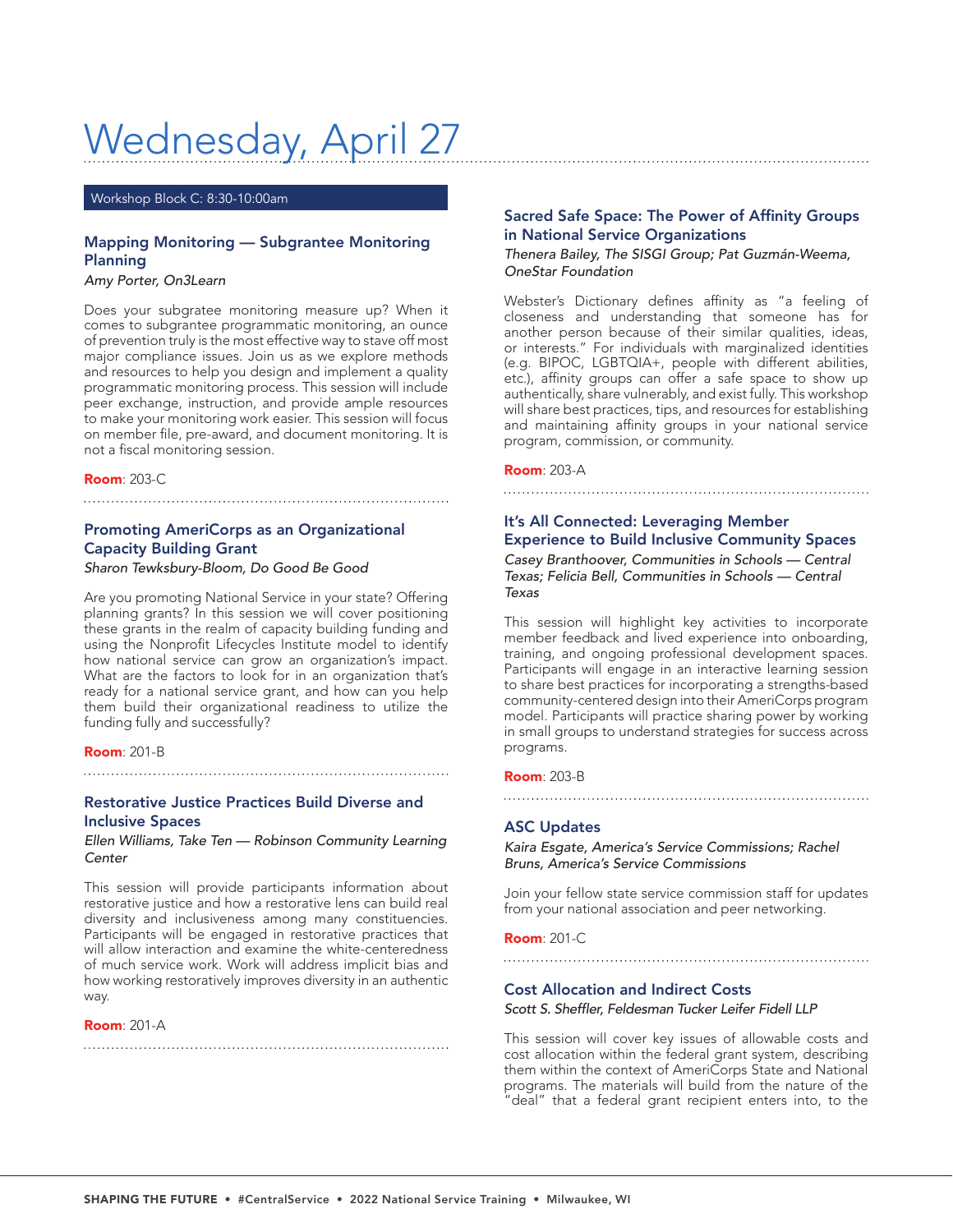# Wednesday, April 27

## Workshop Block C: 8:30-10:00am

### Mapping Monitoring — Subgrantee Monitoring Planning

*Amy Porter, On3Learn*

Does your subgratee monitoring measure up? When it comes to subgrantee programmatic monitoring, an ounce of prevention truly is the most effective way to stave off most major compliance issues. Join us as we explore methods and resources to help you design and implement a quality programmatic monitoring process. This session will include peer exchange, instruction, and provide ample resources to make your monitoring work easier. This session will focus on member file, pre-award, and document monitoring. It is not a fiscal monitoring session.

**Room**: 203-C

### Promoting AmeriCorps as an Organizational Capacity Building Grant

*Sharon Tewksbury-Bloom, Do Good Be Good*

Are you promoting National Service in your state? Offering planning grants? In this session we will cover positioning these grants in the realm of capacity building funding and using the Nonprofit Lifecycles Institute model to identify how national service can grow an organization's impact. What are the factors to look for in an organization that's ready for a national service grant, and how can you help them build their organizational readiness to utilize the funding fully and successfully?

**Room**: 201-B

### Restorative Justice Practices Build Diverse and Inclusive Spaces

*Ellen Williams, Take Ten — Robinson Community Learning Center*

This session will provide participants information about restorative justice and how a restorative lens can build real diversity and inclusiveness among many constituencies. Participants will be engaged in restorative practices that will allow interaction and examine the white-centeredness of much service work. Work will address implicit bias and how working restoratively improves diversity in an authentic way.

**Room**: 201-A

### Sacred Safe Space: The Power of Affinity Groups in National Service Organizations

*Thenera Bailey, The SISGI Group; Pat Guzmán-Weema, OneStar Foundation*

Webster's Dictionary defines affinity as "a feeling of closeness and understanding that someone has for another person because of their similar qualities, ideas, or interests." For individuals with marginalized identities (e.g. BIPOC, LGBTQIA+, people with different abilities, etc.), affinity groups can offer a safe space to show up authentically, share vulnerably, and exist fully. This workshop will share best practices, tips, and resources for establishing and maintaining affinity groups in your national service program, commission, or community.

**Room**: 203-A

### It's All Connected: Leveraging Member Experience to Build Inclusive Community Spaces

*Casey Branthoover, Communities in Schools — Central Texas; Felicia Bell, Communities in Schools — Central Texas*

This session will highlight key activities to incorporate member feedback and lived experience into onboarding, training, and ongoing professional development spaces. Participants will engage in an interactive learning session to share best practices for incorporating a strengths-based community-centered design into their AmeriCorps program model. Participants will practice sharing power by working in small groups to understand strategies for success across programs.

**Room**: 203-B

### ASC Updates

*Kaira Esgate, America's Service Commissions; Rachel Bruns, America's Service Commissions*

Join your fellow state service commission staff for updates from your national association and peer networking.

**Room**: 201-C

### Cost Allocation and Indirect Costs

*Scott S. Sheffler, Feldesman Tucker Leifer Fidell LLP*

This session will cover key issues of allowable costs and cost allocation within the federal grant system, describing them within the context of AmeriCorps State and National programs. The materials will build from the nature of the "deal" that a federal grant recipient enters into, to the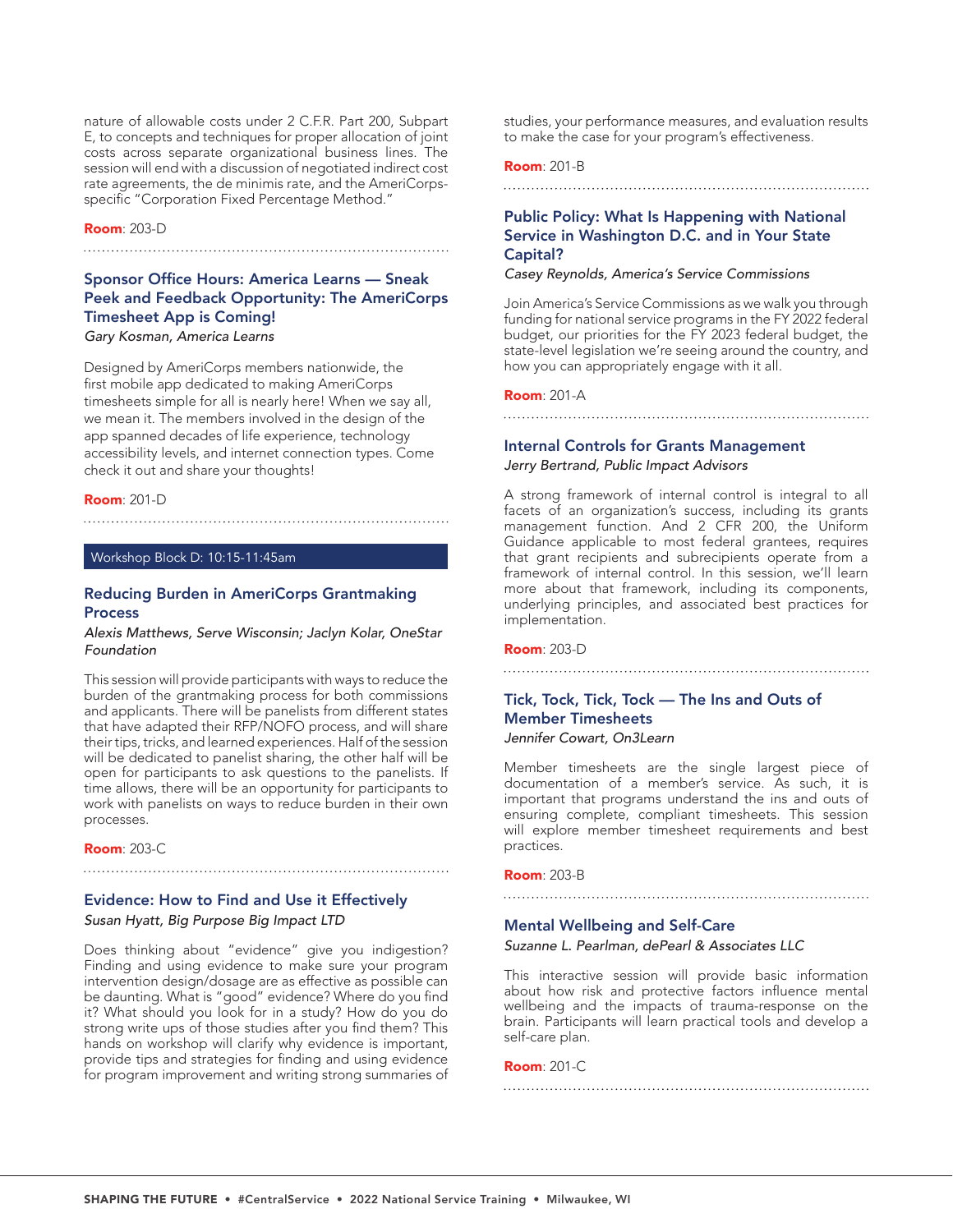nature of allowable costs under 2 C.F.R. Part 200, Subpart E, to concepts and techniques for proper allocation of joint costs across separate organizational business lines. The session will end with a discussion of negotiated indirect cost rate agreements, the de minimis rate, and the AmeriCorps-specific "Corporation Fixed Percentage Method."

**Room**: 203-D

### Sponsor Office Hours: America Learns — Sneak Peek and Feedback Opportunity: The AmeriCorps Timesheet App is Coming!

*Gary Kosman, America Learns*

Designed by AmeriCorps members nationwide, the first mobile app dedicated to making AmeriCorps timesheets simple for all is nearly here! When we say all, we mean it. The members involved in the design of the app spanned decades of life experience, technology accessibility levels, and internet connection types. Come check it out and share your thoughts!

**Room**: 201-D

## Workshop Block D: 10:15-11:45am

### Reducing Burden in AmeriCorps Grantmaking Process

*Alexis Matthews, Serve Wisconsin; Jaclyn Kolar, OneStar Foundation*

This session will provide participants with ways to reduce the burden of the grantmaking process for both commissions and applicants. There will be panelists from different states that have adapted their RFP/NOFO process, and will share their tips, tricks, and learned experiences. Half of the session will be dedicated to panelist sharing, the other half will be open for participants to ask questions to the panelists. If time allows, there will be an opportunity for participants to work with panelists on ways to reduce burden in their own processes.

**Room**: 203-C

### Evidence: How to Find and Use it Effectively

*Susan Hyatt, Big Purpose Big Impact LTD*

Does thinking about "evidence" give you indigestion? Finding and using evidence to make sure your program intervention design/dosage are as effective as possible can be daunting. What is "good" evidence? Where do you find it? What should you look for in a study? How do you do strong write ups of those studies after you find them? This hands on workshop will clarify why evidence is important, provide tips and strategies for finding and using evidence for program improvement and writing strong summaries of studies, your performance measures, and evaluation results to make the case for your program's effectiveness.

**Room**: 201-B

### Public Policy: What Is Happening with National Service in Washington D.C. and in Your State Capital?

*Casey Reynolds, America's Service Commissions*

Join America's Service Commissions as we walk you through funding for national service programs in the FY 2022 federal budget, our priorities for the FY 2023 federal budget, the state-level legislation we're seeing around the country, and how you can appropriately engage with it all.

**Room**: 201-A

### Internal Controls for Grants Management

*Jerry Bertrand, Public Impact Advisors*

A strong framework of internal control is integral to all facets of an organization's success, including its grants management function. And 2 CFR 200, the Uniform Guidance applicable to most federal grantees, requires that grant recipients and subrecipients operate from a framework of internal control. In this session, we'll learn more about that framework, including its components, underlying principles, and associated best practices for implementation.

**Room**: 203-D

### Tick, Tock, Tick, Tock — The Ins and Outs of Member Timesheets

*Jennifer Cowart, On3Learn*

Member timesheets are the single largest piece of documentation of a member's service. As such, it is important that programs understand the ins and outs of ensuring complete, compliant timesheets. This session will explore member timesheet requirements and best practices.

**Room**: 203-B

### Mental Wellbeing and Self-Care

*Suzanne L. Pearlman, dePearl & Associates LLC*

This interactive session will provide basic information about how risk and protective factors influence mental wellbeing and the impacts of trauma-response on the brain. Participants will learn practical tools and develop a self-care plan.

**Room**: 201-C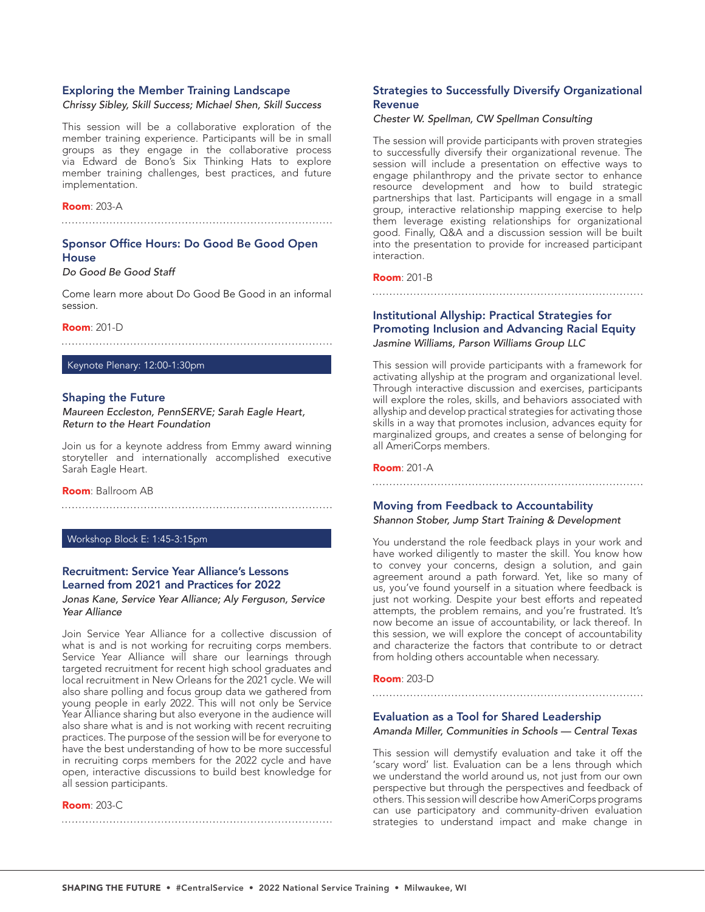### Exploring the Member Training Landscape

*Chrissy Sibley, Skill Success; Michael Shen, Skill Success*

This session will be a collaborative exploration of the member training experience. Participants will be in small groups as they engage in the collaborative process via Edward de Bono's Six Thinking Hats to explore member training challenges, best practices, and future implementation.

**Room**: 203-A

### Sponsor Office Hours: Do Good Be Good Open House

*Do Good Be Good Staff*

Come learn more about Do Good Be Good in an informal session.

**Room**: 201-D

## Keynote Plenary: 12:00-1:30pm

### Shaping the Future

*Maureen Eccleston, PennSERVE; Sarah Eagle Heart, Return to the Heart Foundation*

Join us for a keynote address from Emmy award winning storyteller and internationally accomplished executive Sarah Eagle Heart.

**Room**: Ballroom AB

## Workshop Block E: 1:45-3:15pm

### Recruitment: Service Year Alliance's Lessons Learned from 2021 and Practices for 2022

*Jonas Kane, Service Year Alliance; Aly Ferguson, Service Year Alliance*

Join Service Year Alliance for a collective discussion of what is and is not working for recruiting corps members. Service Year Alliance will share our learnings through targeted recruitment for recent high school graduates and local recruitment in New Orleans for the 2021 cycle. We will also share polling and focus group data we gathered from young people in early 2022. This will not only be Service Year Alliance sharing but also everyone in the audience will also share what is and is not working with recent recruiting practices. The purpose of the session will be for everyone to have the best understanding of how to be more successful in recruiting corps members for the 2022 cycle and have open, interactive discussions to build best knowledge for all session participants.

**Room**: 203-C

### Strategies to Successfully Diversify Organizational Revenue

*Chester W. Spellman, CW Spellman Consulting*

The session will provide participants with proven strategies to successfully diversify their organizational revenue. The session will include a presentation on effective ways to engage philanthropy and the private sector to enhance resource development and how to build strategic partnerships that last. Participants will engage in a small group, interactive relationship mapping exercise to help them leverage existing relationships for organizational good. Finally, Q&A and a discussion session will be built into the presentation to provide for increased participant interaction.

**Room**: 201-B

### Institutional Allyship: Practical Strategies for Promoting Inclusion and Advancing Racial Equity

*Jasmine Williams, Parson Williams Group LLC*

This session will provide participants with a framework for activating allyship at the program and organizational level. Through interactive discussion and exercises, participants will explore the roles, skills, and behaviors associated with allyship and develop practical strategies for activating those skills in a way that promotes inclusion, advances equity for marginalized groups, and creates a sense of belonging for all AmeriCorps members.

**Room**: 201-A

### Moving from Feedback to Accountability

*Shannon Stober, Jump Start Training & Development*

You understand the role feedback plays in your work and have worked diligently to master the skill. You know how to convey your concerns, design a solution, and gain agreement around a path forward. Yet, like so many of us, you've found yourself in a situation where feedback is just not working. Despite your best efforts and repeated attempts, the problem remains, and you're frustrated. It's now become an issue of accountability, or lack thereof. In this session, we will explore the concept of accountability and characterize the factors that contribute to or detract from holding others accountable when necessary.

**Room**: 203-D

### Evaluation as a Tool for Shared Leadership

*Amanda Miller, Communities in Schools — Central Texas*

This session will demystify evaluation and take it off the 'scary word' list. Evaluation can be a lens through which we understand the world around us, not just from our own perspective but through the perspectives and feedback of others. This session will describe how AmeriCorps programs can use participatory and community-driven evaluation strategies to understand impact and make change in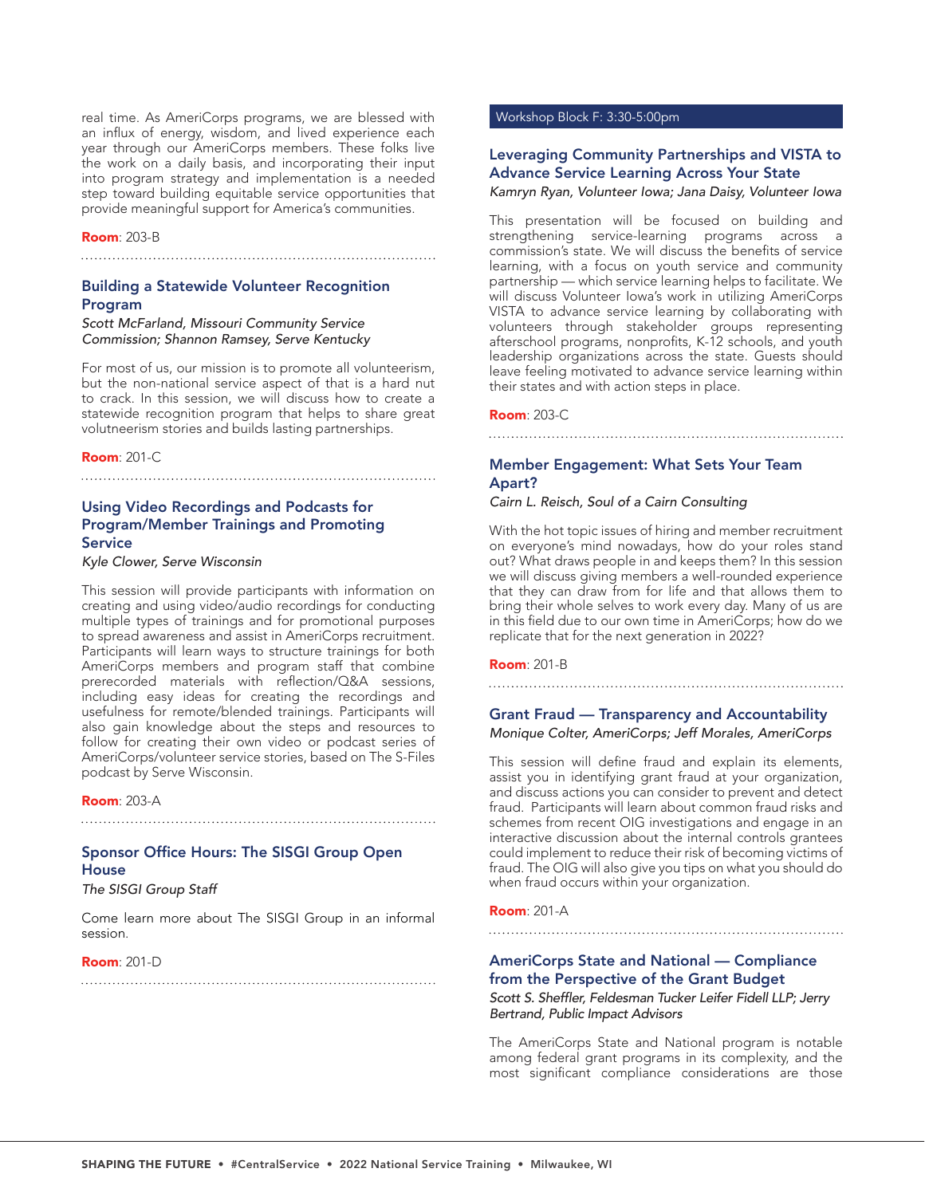real time. As AmeriCorps programs, we are blessed with an influx of energy, wisdom, and lived experience each year through our AmeriCorps members. These folks live the work on a daily basis, and incorporating their input into program strategy and implementation is a needed step toward building equitable service opportunities that provide meaningful support for America's communities.

**Room**: 203-B

### Building a Statewide Volunteer Recognition Program

*Scott McFarland, Missouri Community Service Commission; Shannon Ramsey, Serve Kentucky*

For most of us, our mission is to promote all volunteerism, but the non-national service aspect of that is a hard nut to crack. In this session, we will discuss how to create a statewide recognition program that helps to share great volutneerism stories and builds lasting partnerships.

**Room**: 201-C

### Using Video Recordings and Podcasts for Program/Member Trainings and Promoting Service

*Kyle Clower, Serve Wisconsin*

This session will provide participants with information on creating and using video/audio recordings for conducting multiple types of trainings and for promotional purposes to spread awareness and assist in AmeriCorps recruitment. Participants will learn ways to structure trainings for both AmeriCorps members and program staff that combine prerecorded materials with reflection/Q&A sessions, including easy ideas for creating the recordings and usefulness for remote/blended trainings. Participants will also gain knowledge about the steps and resources to follow for creating their own video or podcast series of AmeriCorps/volunteer service stories, based on The S-Files podcast by Serve Wisconsin.

**Room**: 203-A

### Sponsor Office Hours: The SISGI Group Open House

*The SISGI Group Staff*

Come learn more about The SISGI Group in an informal session.

**Room**: 201-D

## Workshop Block F: 3:30-5:00pm

### Leveraging Community Partnerships and VISTA to Advance Service Learning Across Your State

*Kamryn Ryan, Volunteer Iowa; Jana Daisy, Volunteer Iowa*

This presentation will be focused on building and strengthening service-learning programs across a commission's state. We will discuss the benefits of service learning, with a focus on youth service and community partnership — which service learning helps to facilitate. We will discuss Volunteer Iowa's work in utilizing AmeriCorps VISTA to advance service learning by collaborating with volunteers through stakeholder groups representing afterschool programs, nonprofits, K-12 schools, and youth leadership organizations across the state. Guests should leave feeling motivated to advance service learning within their states and with action steps in place.

**Room**: 203-C

### Member Engagement: What Sets Your Team Apart?

*Cairn L. Reisch, Soul of a Cairn Consulting*

With the hot topic issues of hiring and member recruitment on everyone's mind nowadays, how do your roles stand out? What draws people in and keeps them? In this session we will discuss giving members a well-rounded experience that they can draw from for life and that allows them to bring their whole selves to work every day. Many of us are in this field due to our own time in AmeriCorps; how do we replicate that for the next generation in 2022?

**Room**: 201-B

### Grant Fraud — Transparency and Accountability

*Monique Colter, AmeriCorps; Jeff Morales, AmeriCorps*

This session will define fraud and explain its elements, assist you in identifying grant fraud at your organization, and discuss actions you can consider to prevent and detect fraud. Participants will learn about common fraud risks and schemes from recent OIG investigations and engage in an interactive discussion about the internal controls grantees could implement to reduce their risk of becoming victims of fraud. The OIG will also give you tips on what you should do when fraud occurs within your organization.

**Room**: 201-A

### AmeriCorps State and National — Compliance from the Perspective of the Grant Budget

*Scott S. Sheffler, Feldesman Tucker Leifer Fidell LLP; Jerry Bertrand, Public Impact Advisors*

The AmeriCorps State and National program is notable among federal grant programs in its complexity, and the most significant compliance considerations are those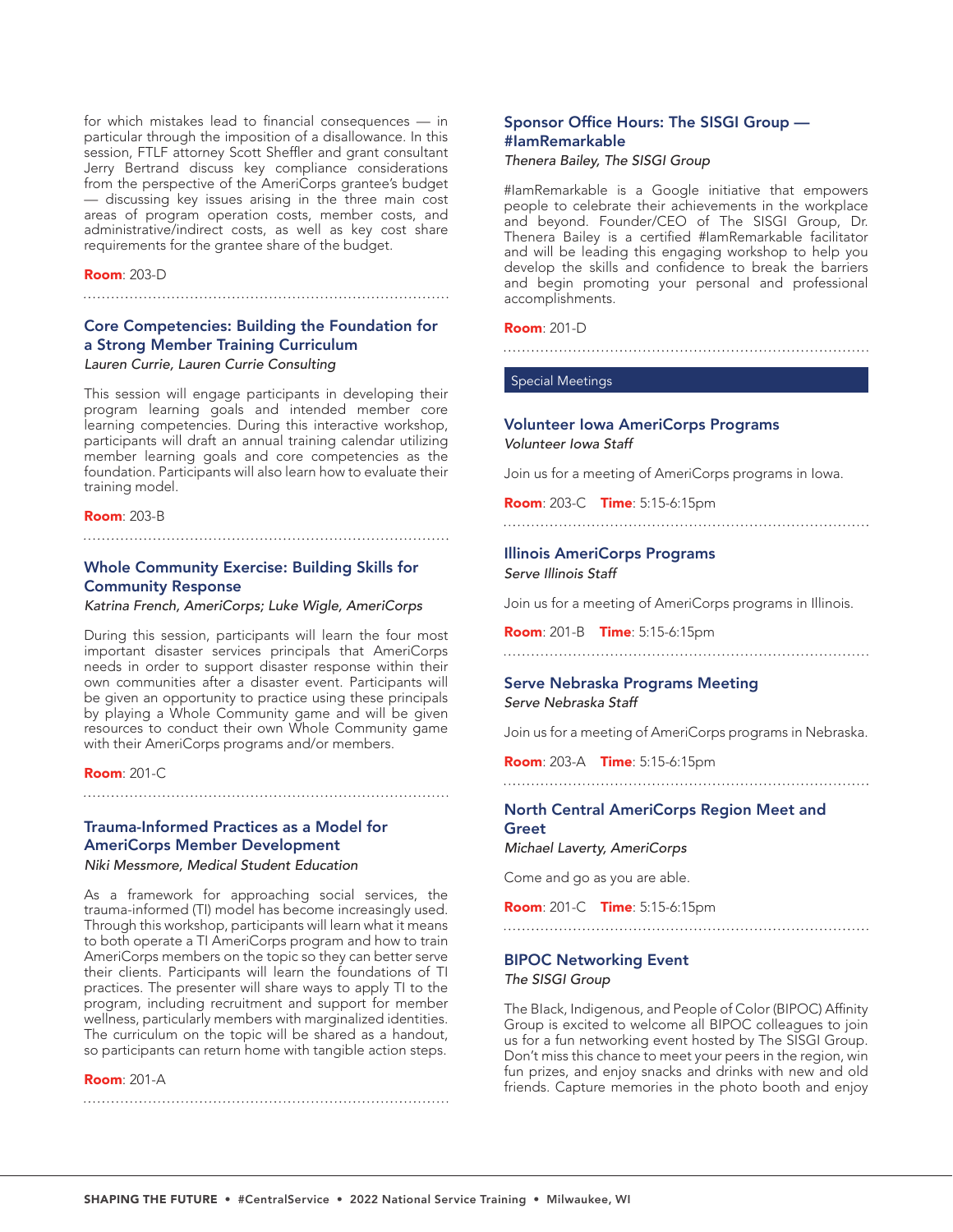for which mistakes lead to financial consequences — in particular through the imposition of a disallowance. In this session, FTLF attorney Scott Sheffler and grant consultant Jerry Bertrand discuss key compliance considerations from the perspective of the AmeriCorps grantee's budget — discussing key issues arising in the three main cost areas of program operation costs, member costs, and administrative/indirect costs, as well as key cost share requirements for the grantee share of the budget.

**Room**: 203-D

### Core Competencies: Building the Foundation for a Strong Member Training Curriculum

*Lauren Currie, Lauren Currie Consulting*

This session will engage participants in developing their program learning goals and intended member core learning competencies. During this interactive workshop, participants will draft an annual training calendar utilizing member learning goals and core competencies as the foundation. Participants will also learn how to evaluate their training model.

**Room**: 203-B

### Whole Community Exercise: Building Skills for Community Response

*Katrina French, AmeriCorps; Luke Wigle, AmeriCorps*

During this session, participants will learn the four most important disaster services principals that AmeriCorps needs in order to support disaster response within their own communities after a disaster event. Participants will be given an opportunity to practice using these principals by playing a Whole Community game and will be given resources to conduct their own Whole Community game with their AmeriCorps programs and/or members.

**Room**: 201-C

### Trauma-Informed Practices as a Model for AmeriCorps Member Development

*Niki Messmore, Medical Student Education*

As a framework for approaching social services, the trauma-informed (TI) model has become increasingly used. Through this workshop, participants will learn what it means to both operate a TI AmeriCorps program and how to train AmeriCorps members on the topic so they can better serve their clients. Participants will learn the foundations of TI practices. The presenter will share ways to apply TI to the program, including recruitment and support for member wellness, particularly members with marginalized identities. The curriculum on the topic will be shared as a handout, so participants can return home with tangible action steps.

**Room**: 201-A

### Sponsor Office Hours: The SISGI Group — #IamRemarkable

*Thenera Bailey, The SISGI Group*

#IamRemarkable is a Google initiative that empowers people to celebrate their achievements in the workplace and beyond. Founder/CEO of The SISGI Group, Dr. Thenera Bailey is a certified #IamRemarkable facilitator and will be leading this engaging workshop to help you develop the skills and confidence to break the barriers and begin promoting your personal and professional accomplishments.

**Room**: 201-D

## Special Meetings

### Volunteer Iowa AmeriCorps Programs

*Volunteer Iowa Staff*

Join us for a meeting of AmeriCorps programs in Iowa.

**Room**: 203-C **Time**: 5:15-6:15pm

### Illinois AmeriCorps Programs

*Serve Illinois Staff*

Join us for a meeting of AmeriCorps programs in Illinois.

**Room**: 201-B **Time**: 5:15-6:15pm

### Serve Nebraska Programs Meeting

*Serve Nebraska Staff*

Join us for a meeting of AmeriCorps programs in Nebraska.

**Room**: 203-A **Time**: 5:15-6:15pm

### North Central AmeriCorps Region Meet and Greet

*Michael Laverty, AmeriCorps*

Come and go as you are able.

**Room**: 201-C **Time**: 5:15-6:15pm

### BIPOC Networking Event

*The SISGI Group*

The Black, Indigenous, and People of Color (BIPOC) Affinity Group is excited to welcome all BIPOC colleagues to join us for a fun networking event hosted by The SISGI Group. Don't miss this chance to meet your peers in the region, win fun prizes, and enjoy snacks and drinks with new and old friends. Capture memories in the photo booth and enjoy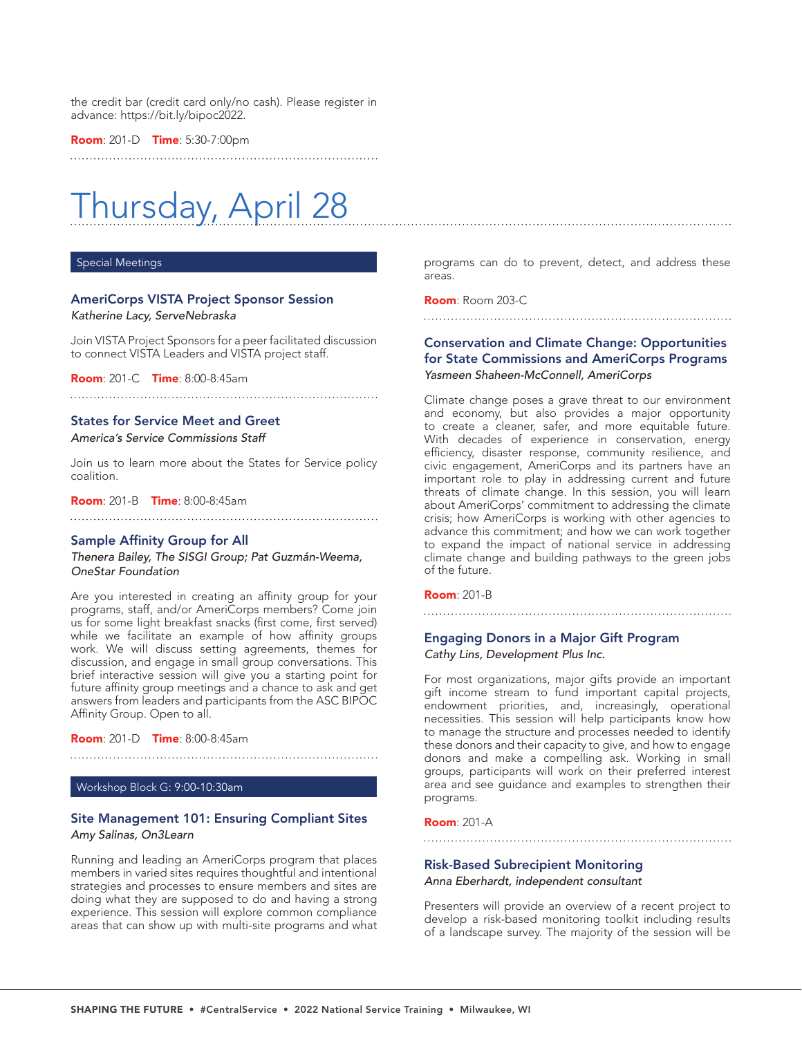the credit bar (credit card only/no cash). Please register in advance: https://bit.ly/bipoc2022.

**Room**: 201-D **Time**: 5:30-7:00pm

# Thursday, April 28

## Special Meetings

### AmeriCorps VISTA Project Sponsor Session

*Katherine Lacy, ServeNebraska*

Join VISTA Project Sponsors for a peer facilitated discussion to connect VISTA Leaders and VISTA project staff.

**Room**: 201-C **Time**: 8:00-8:45am

### States for Service Meet and Greet

*America's Service Commissions Staff*

Join us to learn more about the States for Service policy coalition.

**Room**: 201-B **Time**: 8:00-8:45am

### Sample Affinity Group for All

*Thenera Bailey, The SISGI Group; Pat Guzmán-Weema, OneStar Foundation*

Are you interested in creating an affinity group for your programs, staff, and/or AmeriCorps members? Come join us for some light breakfast snacks (first come, first served) while we facilitate an example of how affinity groups work. We will discuss setting agreements, themes for discussion, and engage in small group conversations. This brief interactive session will give you a starting point for future affinity group meetings and a chance to ask and get answers from leaders and participants from the ASC BIPOC Affinity Group. Open to all.

**Room**: 201-D **Time**: 8:00-8:45am

## Workshop Block G: 9:00-10:30am

### Site Management 101: Ensuring Compliant Sites

*Amy Salinas, On3Learn*

Running and leading an AmeriCorps program that places members in varied sites requires thoughtful and intentional strategies and processes to ensure members and sites are doing what they are supposed to do and having a strong experience. This session will explore common compliance areas that can show up with multi-site programs and what programs can do to prevent, detect, and address these areas.

**Room**: Room 203-C

### Conservation and Climate Change: Opportunities for State Commissions and AmeriCorps Programs

*Yasmeen Shaheen-McConnell, AmeriCorps*

Climate change poses a grave threat to our environment and economy, but also provides a major opportunity to create a cleaner, safer, and more equitable future. With decades of experience in conservation, energy efficiency, disaster response, community resilience, and civic engagement, AmeriCorps and its partners have an important role to play in addressing current and future threats of climate change. In this session, you will learn about AmeriCorps' commitment to addressing the climate crisis; how AmeriCorps is working with other agencies to advance this commitment; and how we can work together to expand the impact of national service in addressing climate change and building pathways to the green jobs of the future.

**Room**: 201-B

### Engaging Donors in a Major Gift Program

*Cathy Lins, Development Plus Inc.*

For most organizations, major gifts provide an important gift income stream to fund important capital projects, endowment priorities, and, increasingly, operational necessities. This session will help participants know how to manage the structure and processes needed to identify these donors and their capacity to give, and how to engage donors and make a compelling ask. Working in small groups, participants will work on their preferred interest area and see guidance and examples to strengthen their programs.

**Room**: 201-A

### Risk-Based Subrecipient Monitoring

*Anna Eberhardt, independent consultant*

Presenters will provide an overview of a recent project to develop a risk-based monitoring toolkit including results of a landscape survey. The majority of the session will be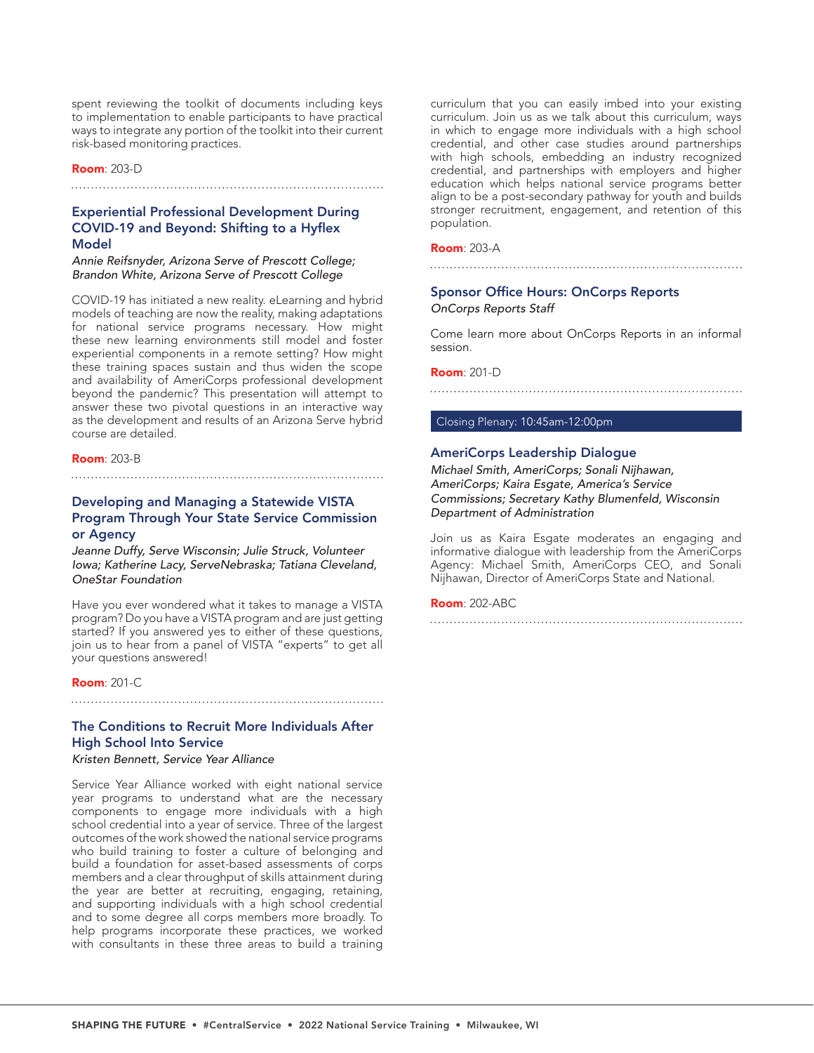spent reviewing the toolkit of documents including keys to implementation to enable participants to have practical ways to integrate any portion of the toolkit into their current risk-based monitoring practices.

**Room**: 203-D

### Experiential Professional Development During COVID-19 and Beyond: Shifting to a Hyflex Model

*Annie Reifsnyder, Arizona Serve of Prescott College; Brandon White, Arizona Serve of Prescott College*

COVID-19 has initiated a new reality. eLearning and hybrid models of teaching are now the reality, making adaptations for national service programs necessary. How might these new learning environments still model and foster experiential components in a remote setting? How might these training spaces sustain and thus widen the scope and availability of AmeriCorps professional development beyond the pandemic? This presentation will attempt to answer these two pivotal questions in an interactive way as the development and results of an Arizona Serve hybrid course are detailed.

**Room**: 203-B

### Developing and Managing a Statewide VISTA Program Through Your State Service Commission or Agency

*Jeanne Duffy, Serve Wisconsin; Julie Struck, Volunteer Iowa; Katherine Lacy, ServeNebraska; Tatiana Cleveland, OneStar Foundation*

Have you ever wondered what it takes to manage a VISTA program? Do you have a VISTA program and are just getting started? If you answered yes to either of these questions, join us to hear from a panel of VISTA "experts" to get all your questions answered!

**Room**: 201-C

### The Conditions to Recruit More Individuals After High School Into Service

*Kristen Bennett, Service Year Alliance*

Service Year Alliance worked with eight national service year programs to understand what are the necessary components to engage more individuals with a high school credential into a year of service. Three of the largest outcomes of the work showed the national service programs who build training to foster a culture of belonging and build a foundation for asset-based assessments of corps members and a clear throughput of skills attainment during the year are better at recruiting, engaging, retaining, and supporting individuals with a high school credential and to some degree all corps members more broadly. To help programs incorporate these practices, we worked with consultants in these three areas to build a training curriculum that you can easily imbed into your existing curriculum. Join us as we talk about this curriculum, ways in which to engage more individuals with a high school credential, and other case studies around partnerships with high schools, embedding an industry recognized credential, and partnerships with employers and higher education which helps national service programs better align to be a post-secondary pathway for youth and builds stronger recruitment, engagement, and retention of this population.

**Room**: 203-A

### Sponsor Office Hours: OnCorps Reports

*OnCorps Reports Staff*

Come learn more about OnCorps Reports in an informal session.

**Room**: 201-D

## Closing Plenary: 10:45am-12:00pm

### AmeriCorps Leadership Dialogue

*Michael Smith, AmeriCorps; Sonali Nijhawan, AmeriCorps; Kaira Esgate, America's Service Commissions; Secretary Kathy Blumenfeld, Wisconsin Department of Administration*

Join us as Kaira Esgate moderates an engaging and informative dialogue with leadership from the AmeriCorps Agency: Michael Smith, AmeriCorps CEO, and Sonali Nijhawan, Director of AmeriCorps State and National.

**Room**: 202-ABC